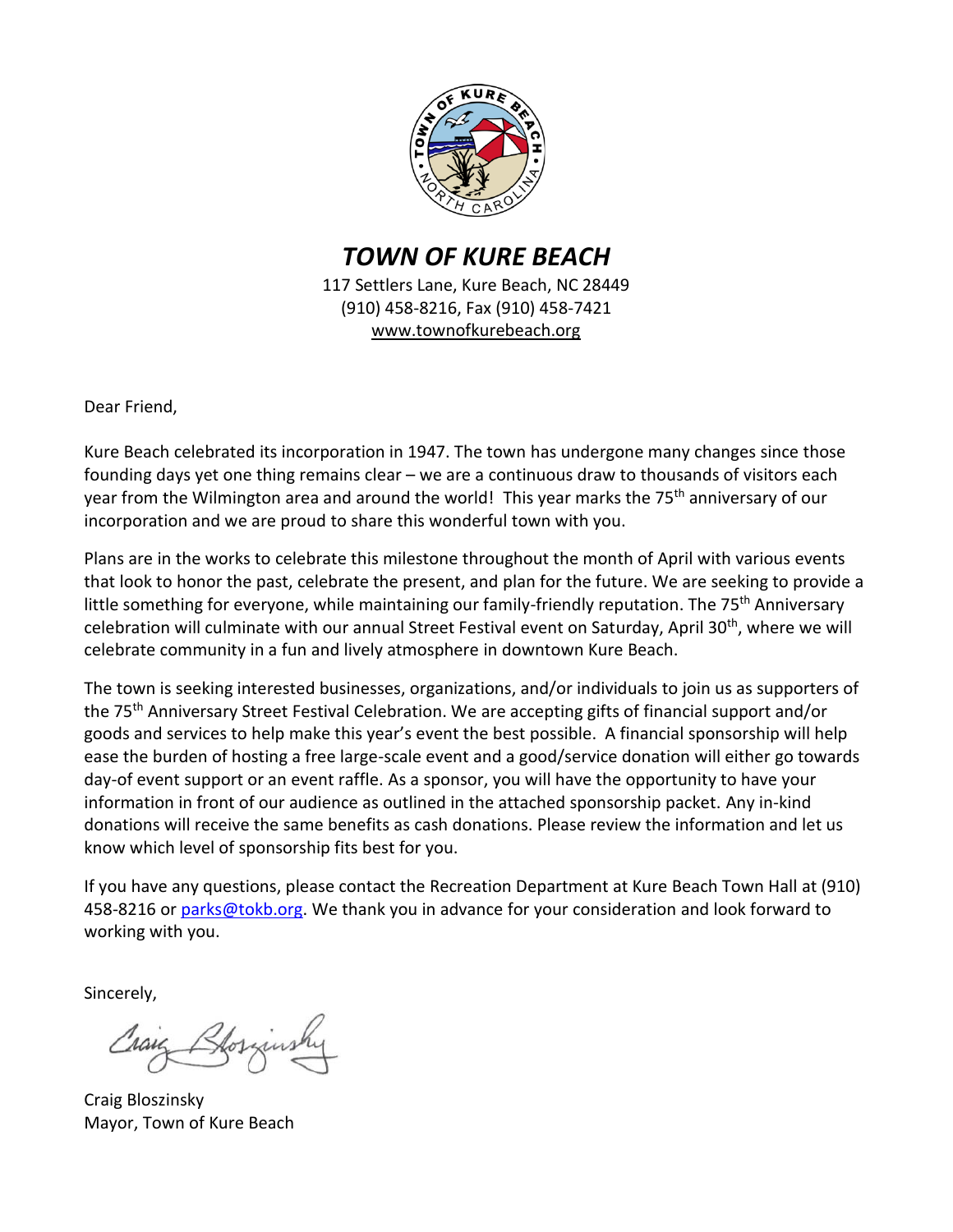# *TOWN OF KURE BEACH*

117 Settlers Lane, Kure Beach, NC 28449
(910) 458-8216, Fax (910) 458-7421
www.townofkurebeach.org

Dear Friend,

Kure Beach celebrated its incorporation in 1947. The town has undergone many changes since those founding days yet one thing remains clear – we are a continuous draw to thousands of visitors each year from the Wilmington area and around the world! This year marks the 75th anniversary of our incorporation and we are proud to share this wonderful town with you.

Plans are in the works to celebrate this milestone throughout the month of April with various events that look to honor the past, celebrate the present, and plan for the future. We are seeking to provide a little something for everyone, while maintaining our family-friendly reputation. The 75th Anniversary celebration will culminate with our annual Street Festival event on Saturday, April 30th, where we will celebrate community in a fun and lively atmosphere in downtown Kure Beach.

The town is seeking interested businesses, organizations, and/or individuals to join us as supporters of the 75th Anniversary Street Festival Celebration. We are accepting gifts of financial support and/or goods and services to help make this year's event the best possible. A financial sponsorship will help ease the burden of hosting a free large-scale event and a good/service donation will either go towards day-of event support or an event raffle. As a sponsor, you will have the opportunity to have your information in front of our audience as outlined in the attached sponsorship packet. Any in-kind donations will receive the same benefits as cash donations. Please review the information and let us know which level of sponsorship fits best for you.

If you have any questions, please contact the Recreation Department at Kure Beach Town Hall at (910) 458-8216 or parks@tokb.org. We thank you in advance for your consideration and look forward to working with you.

Sincerely,

Craig Bloszinsky
Mayor, Town of Kure Beach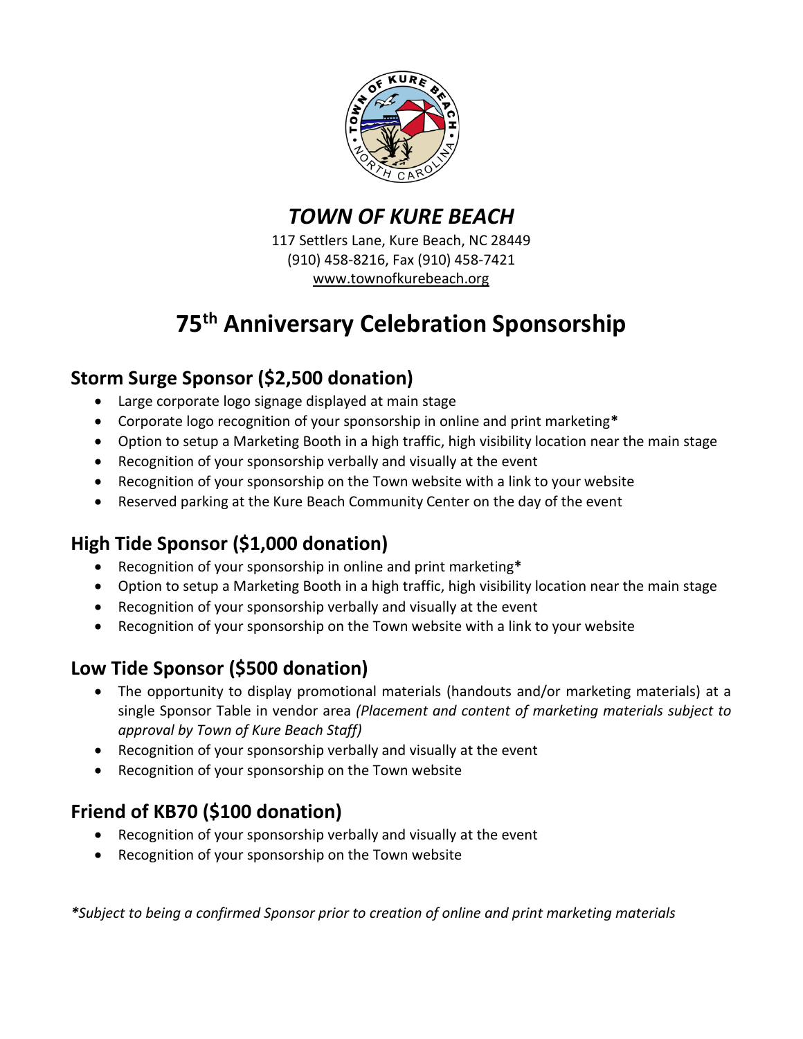# *TOWN OF KURE BEACH*

117 Settlers Lane, Kure Beach, NC 28449
(910) 458-8216, Fax (910) 458-7421
www.townofkurebeach.org

# 75th Anniversary Celebration Sponsorship

## Storm Surge Sponsor ($2,500 donation)

- Large corporate logo signage displayed at main stage
- Corporate logo recognition of your sponsorship in online and print marketing**\***
- Option to setup a Marketing Booth in a high traffic, high visibility location near the main stage
- Recognition of your sponsorship verbally and visually at the event
- Recognition of your sponsorship on the Town website with a link to your website
- Reserved parking at the Kure Beach Community Center on the day of the event

## High Tide Sponsor ($1,000 donation)

- Recognition of your sponsorship in online and print marketing**\***
- Option to setup a Marketing Booth in a high traffic, high visibility location near the main stage
- Recognition of your sponsorship verbally and visually at the event
- Recognition of your sponsorship on the Town website with a link to your website

## Low Tide Sponsor ($500 donation)

- The opportunity to display promotional materials (handouts and/or marketing materials) at a single Sponsor Table in vendor area *(Placement and content of marketing materials subject to approval by Town of Kure Beach Staff)*
- Recognition of your sponsorship verbally and visually at the event
- Recognition of your sponsorship on the Town website

## Friend of KB70 ($100 donation)

- Recognition of your sponsorship verbally and visually at the event
- Recognition of your sponsorship on the Town website

***Subject to being a confirmed Sponsor prior to creation of online and print marketing materials***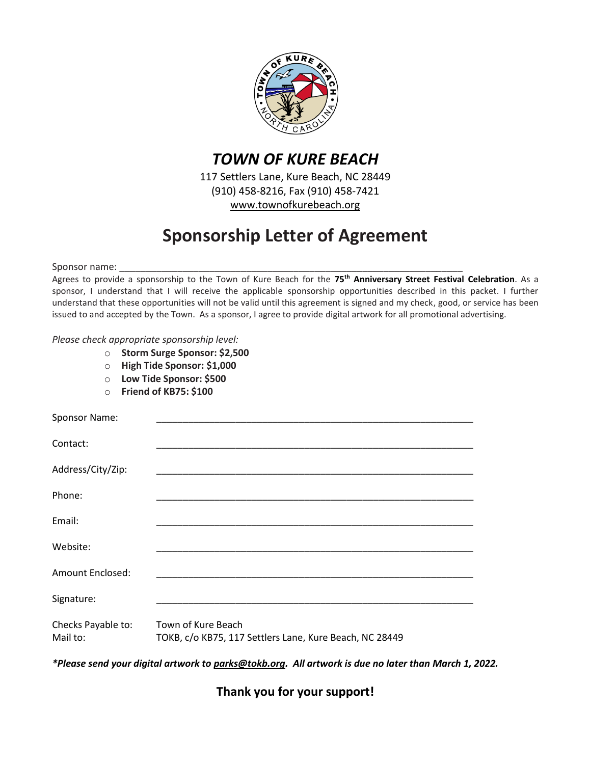# *TOWN OF KURE BEACH*

117 Settlers Lane, Kure Beach, NC 28449
(910) 458-8216, Fax (910) 458-7421
www.townofkurebeach.org

## Sponsorship Letter of Agreement

Sponsor name: ___________________________________________________________________

Agrees to provide a sponsorship to the Town of Kure Beach for the **75th Anniversary Street Festival Celebration**. As a sponsor, I understand that I will receive the applicable sponsorship opportunities described in this packet. I further understand that these opportunities will not be valid until this agreement is signed and my check, good, or service has been issued to and accepted by the Town. As a sponsor, I agree to provide digital artwork for all promotional advertising.

*Please check appropriate sponsorship level:*

- ○ **Storm Surge Sponsor: $2,500**
- ○ **High Tide Sponsor: $1,000**
- ○ **Low Tide Sponsor: $500**
- ○ **Friend of KB75: $100**

| | |
|---|---|
| Sponsor Name: | ____________________________________________________________ |
| Contact: | ____________________________________________________________ |
| Address/City/Zip: | ____________________________________________________________ |
| Phone: | ____________________________________________________________ |
| Email: | ____________________________________________________________ |
| Website: | ____________________________________________________________ |
| Amount Enclosed: | ____________________________________________________________ |
| Signature: | ____________________________________________________________ |
| Checks Payable to: | Town of Kure Beach |
| Mail to: | TOKB, c/o KB75, 117 Settlers Lane, Kure Beach, NC 28449 |

***Please send your digital artwork to parks@tokb.org. All artwork is due no later than March 1, 2022.***

**Thank you for your support!**